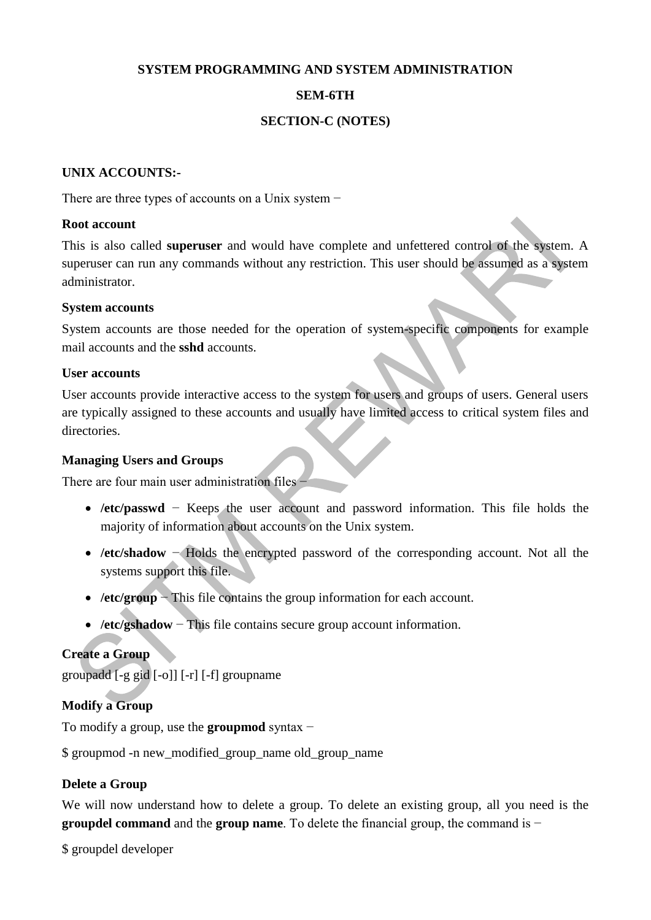**SYSTEM PROGRAMMING AND SYSTEM ADMINISTRATION**

**SEM-6TH**

**SECTION-C (NOTES)**

## UNIX ACCOUNTS:-

There are three types of accounts on a Unix system −

### Root account

This is also called **superuser** and would have complete and unfettered control of the system. A superuser can run any commands without any restriction. This user should be assumed as a system administrator.

### System accounts

System accounts are those needed for the operation of system-specific components for example mail accounts and the **sshd** accounts.

### User accounts

User accounts provide interactive access to the system for users and groups of users. General users are typically assigned to these accounts and usually have limited access to critical system files and directories.

### Managing Users and Groups

There are four main user administration files −

- **/etc/passwd** − Keeps the user account and password information. This file holds the majority of information about accounts on the Unix system.
- **/etc/shadow** − Holds the encrypted password of the corresponding account. Not all the systems support this file.
- **/etc/group** − This file contains the group information for each account.
- **/etc/gshadow** − This file contains secure group account information.

### Create a Group

groupadd [-g gid [-o]] [-r] [-f] groupname

### Modify a Group

To modify a group, use the **groupmod** syntax −

$ groupmod -n new_modified_group_name old_group_name

### Delete a Group

We will now understand how to delete a group. To delete an existing group, all you need is the **groupdel command** and the **group name**. To delete the financial group, the command is −

$ groupdel developer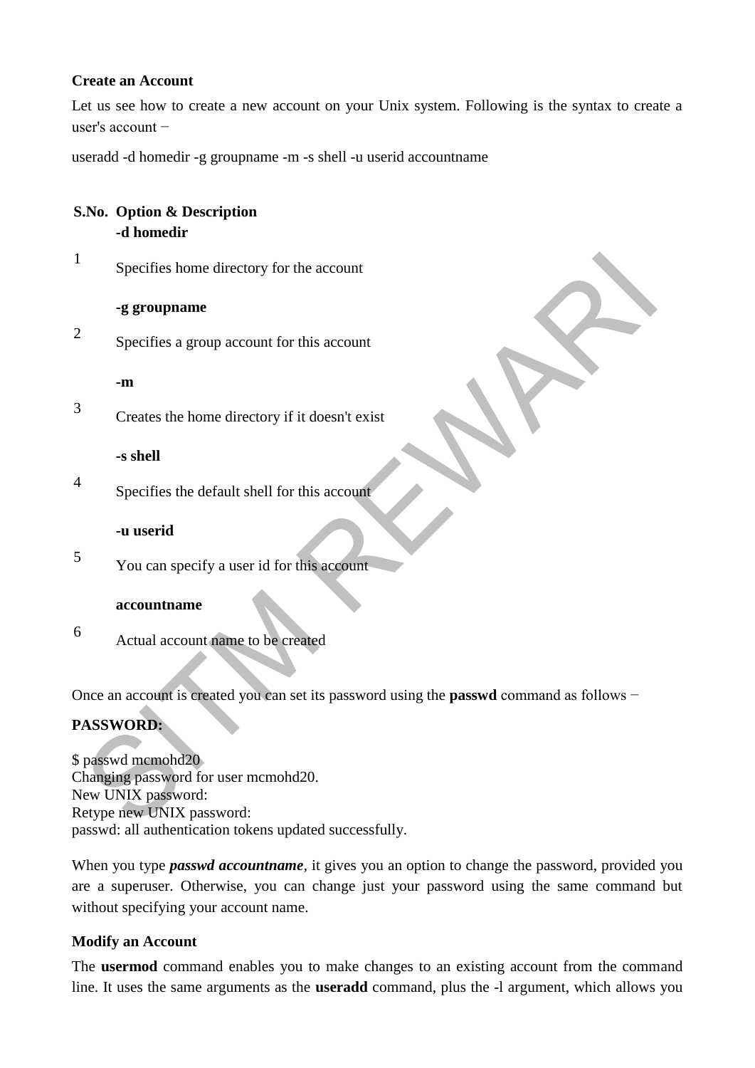**Create an Account**

Let us see how to create a new account on your Unix system. Following is the syntax to create a user's account −

useradd -d homedir -g groupname -m -s shell -u userid accountname

| S.No. | Option & Description |
|---|---|
| 1 | **-d homedir**<br>Specifies home directory for the account |
| 2 | **-g groupname**<br>Specifies a group account for this account |
| 3 | **-m**<br>Creates the home directory if it doesn't exist |
| 4 | **-s shell**<br>Specifies the default shell for this account |
| 5 | **-u userid**<br>You can specify a user id for this account |
| 6 | **accountname**<br>Actual account name to be created |

Once an account is created you can set its password using the **passwd** command as follows −

**PASSWORD:**

```
$ passwd mcmohd20
Changing password for user mcmohd20.
New UNIX password:
Retype new UNIX password:
passwd: all authentication tokens updated successfully.
```

When you type ***passwd accountname***, it gives you an option to change the password, provided you are a superuser. Otherwise, you can change just your password using the same command but without specifying your account name.

**Modify an Account**

The **usermod** command enables you to make changes to an existing account from the command line. It uses the same arguments as the **useradd** command, plus the -l argument, which allows you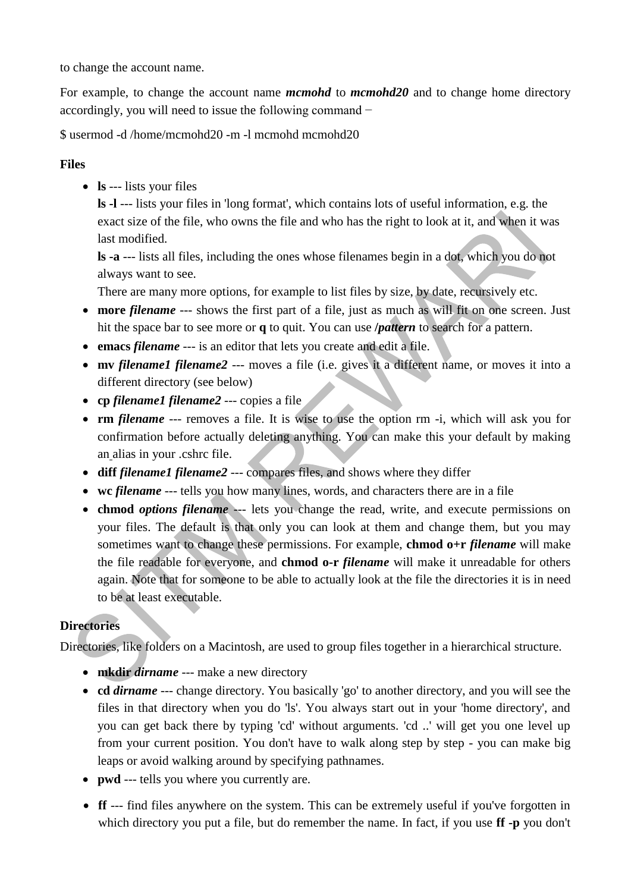to change the account name.

For example, to change the account name ***mcmohd*** to ***mcmohd20*** and to change home directory accordingly, you will need to issue the following command −

$ usermod -d /home/mcmohd20 -m -l mcmohd mcmohd20

**Files**

- **ls** --- lists your files
  **ls -l** --- lists your files in 'long format', which contains lots of useful information, e.g. the exact size of the file, who owns the file and who has the right to look at it, and when it was last modified.
  **ls -a** --- lists all files, including the ones whose filenames begin in a dot, which you do not always want to see.
  There are many more options, for example to list files by size, by date, recursively etc.
- **more** ***filename*** --- shows the first part of a file, just as much as will fit on one screen. Just hit the space bar to see more or **q** to quit. You can use **/*pattern*** to search for a pattern.
- **emacs** ***filename*** --- is an editor that lets you create and edit a file.
- **mv** ***filename1 filename2*** --- moves a file (i.e. gives it a different name, or moves it into a different directory (see below)
- **cp** ***filename1 filename2*** --- copies a file
- **rm** ***filename*** --- removes a file. It is wise to use the option rm -i, which will ask you for confirmation before actually deleting anything. You can make this your default by making an alias in your .cshrc file.
- **diff** ***filename1 filename2*** --- compares files, and shows where they differ
- **wc** ***filename*** --- tells you how many lines, words, and characters there are in a file
- **chmod** ***options filename*** --- lets you change the read, write, and execute permissions on your files. The default is that only you can look at them and change them, but you may sometimes want to change these permissions. For example, **chmod o+r** ***filename*** will make the file readable for everyone, and **chmod o-r** ***filename*** will make it unreadable for others again. Note that for someone to be able to actually look at the file the directories it is in need to be at least executable.

**Directories**

Directories, like folders on a Macintosh, are used to group files together in a hierarchical structure.

- **mkdir** ***dirname*** --- make a new directory
- **cd** ***dirname*** --- change directory. You basically 'go' to another directory, and you will see the files in that directory when you do 'ls'. You always start out in your 'home directory', and you can get back there by typing 'cd' without arguments. 'cd ..' will get you one level up from your current position. You don't have to walk along step by step - you can make big leaps or avoid walking around by specifying pathnames.
- **pwd** --- tells you where you currently are.
- **ff** --- find files anywhere on the system. This can be extremely useful if you've forgotten in which directory you put a file, but do remember the name. In fact, if you use **ff -p** you don't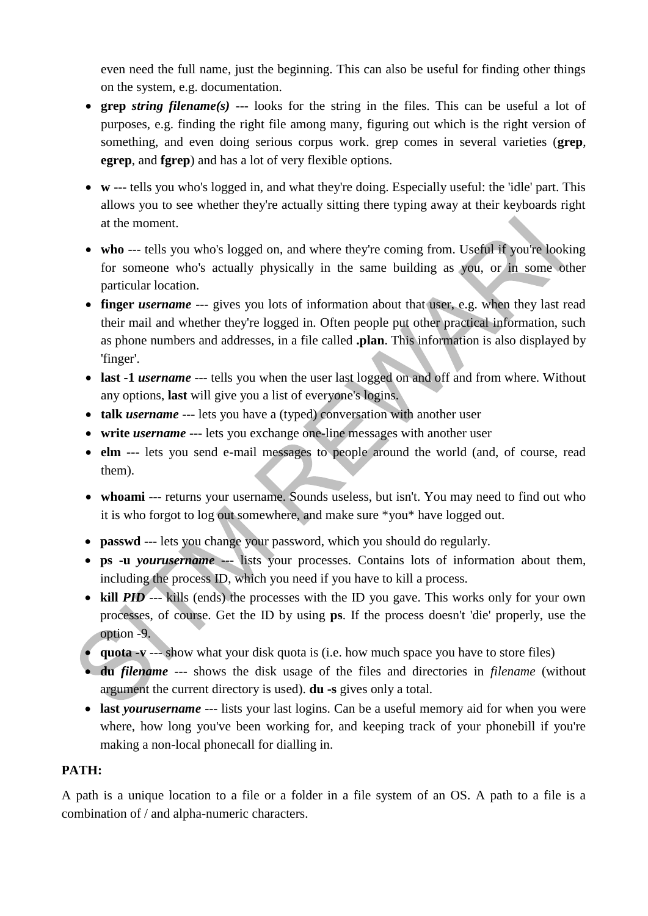even need the full name, just the beginning. This can also be useful for finding other things on the system, e.g. documentation.

- **grep** ***string filename(s)*** --- looks for the string in the files. This can be useful a lot of purposes, e.g. finding the right file among many, figuring out which is the right version of something, and even doing serious corpus work. grep comes in several varieties (**grep**, **egrep**, and **fgrep**) and has a lot of very flexible options.
- **w** --- tells you who's logged in, and what they're doing. Especially useful: the 'idle' part. This allows you to see whether they're actually sitting there typing away at their keyboards right at the moment.
- **who** --- tells you who's logged on, and where they're coming from. Useful if you're looking for someone who's actually physically in the same building as you, or in some other particular location.
- **finger** ***username*** --- gives you lots of information about that user, e.g. when they last read their mail and whether they're logged in. Often people put other practical information, such as phone numbers and addresses, in a file called **.plan**. This information is also displayed by 'finger'.
- **last -1** ***username*** --- tells you when the user last logged on and off and from where. Without any options, **last** will give you a list of everyone's logins.
- **talk** ***username*** --- lets you have a (typed) conversation with another user
- **write** ***username*** --- lets you exchange one-line messages with another user
- **elm** --- lets you send e-mail messages to people around the world (and, of course, read them).
- **whoami** --- returns your username. Sounds useless, but isn't. You may need to find out who it is who forgot to log out somewhere, and make sure *you* have logged out.
- **passwd** --- lets you change your password, which you should do regularly.
- **ps -u** ***yourusername*** --- lists your processes. Contains lots of information about them, including the process ID, which you need if you have to kill a process.
- **kill** ***PID*** --- kills (ends) the processes with the ID you gave. This works only for your own processes, of course. Get the ID by using **ps**. If the process doesn't 'die' properly, use the option -9.
- **quota -v** --- show what your disk quota is (i.e. how much space you have to store files)
- **du** ***filename*** --- shows the disk usage of the files and directories in *filename* (without argument the current directory is used). **du -s** gives only a total.
- **last** ***yourusername*** --- lists your last logins. Can be a useful memory aid for when you were where, how long you've been working for, and keeping track of your phonebill if you're making a non-local phonecall for dialling in.

**PATH:**

A path is a unique location to a file or a folder in a file system of an OS. A path to a file is a combination of / and alpha-numeric characters.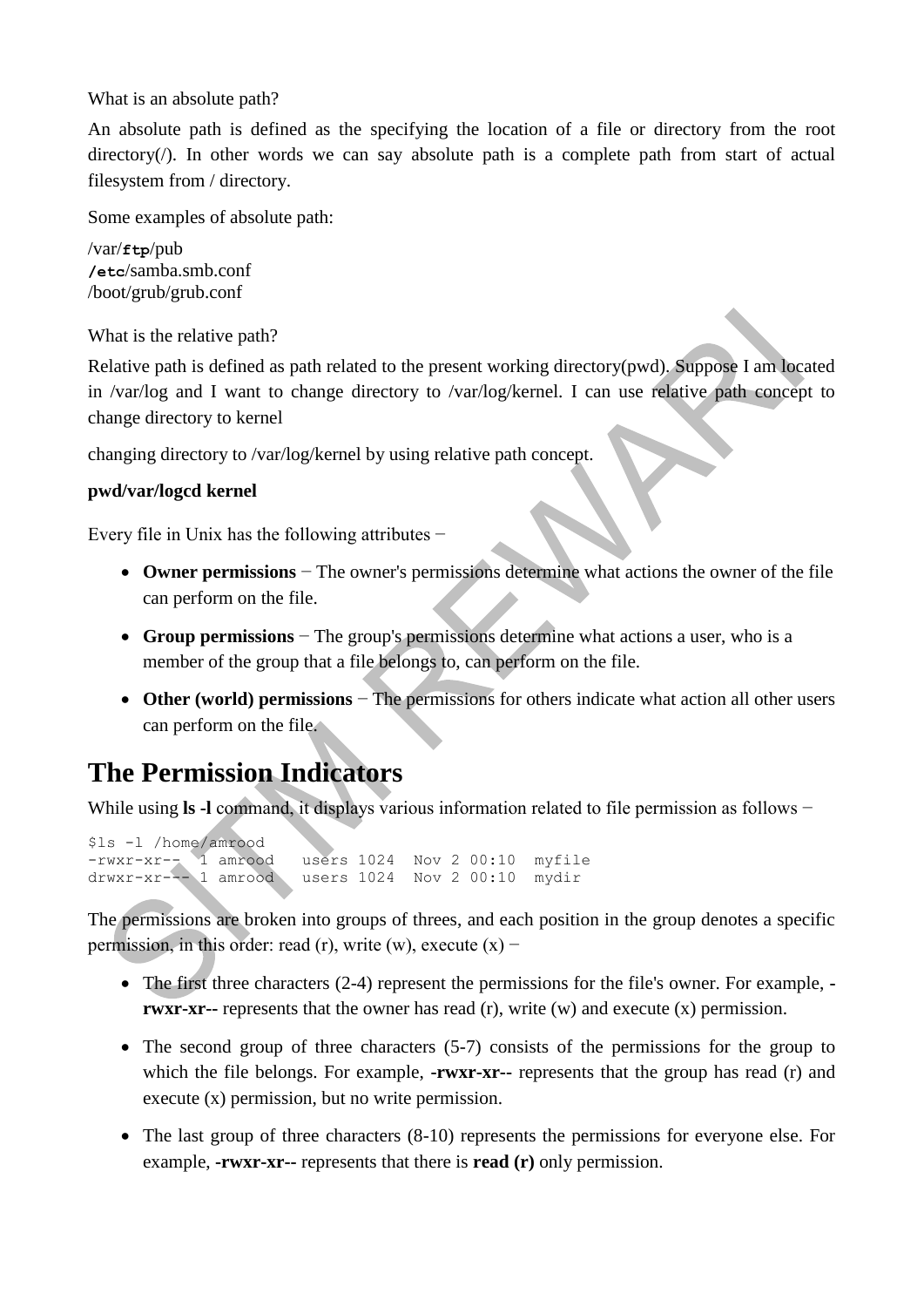What is an absolute path?

An absolute path is defined as the specifying the location of a file or directory from the root directory(/). In other words we can say absolute path is a complete path from start of actual filesystem from / directory.

Some examples of absolute path:

/var/**ftp**/pub
**/etc**/samba.smb.conf
/boot/grub/grub.conf

What is the relative path?

Relative path is defined as path related to the present working directory(pwd). Suppose I am located in /var/log and I want to change directory to /var/log/kernel. I can use relative path concept to change directory to kernel

changing directory to /var/log/kernel by using relative path concept.

**pwd/var/logcd kernel**

Every file in Unix has the following attributes −

- **Owner permissions** − The owner's permissions determine what actions the owner of the file can perform on the file.
- **Group permissions** − The group's permissions determine what actions a user, who is a member of the group that a file belongs to, can perform on the file.
- **Other (world) permissions** − The permissions for others indicate what action all other users can perform on the file.

## The Permission Indicators

While using **ls -l** command, it displays various information related to file permission as follows −

```
$ls -l /home/amrood
-rwxr-xr--  1 amrood   users 1024  Nov 2 00:10  myfile
drwxr-xr--- 1 amrood   users 1024  Nov 2 00:10  mydir
```

The permissions are broken into groups of threes, and each position in the group denotes a specific permission, in this order: read (r), write (w), execute (x) −

- The first three characters (2-4) represent the permissions for the file's owner. For example, **-rwxr-xr--** represents that the owner has read (r), write (w) and execute (x) permission.
- The second group of three characters (5-7) consists of the permissions for the group to which the file belongs. For example, **-rwxr-xr--** represents that the group has read (r) and execute (x) permission, but no write permission.
- The last group of three characters (8-10) represents the permissions for everyone else. For example, **-rwxr-xr--** represents that there is **read (r)** only permission.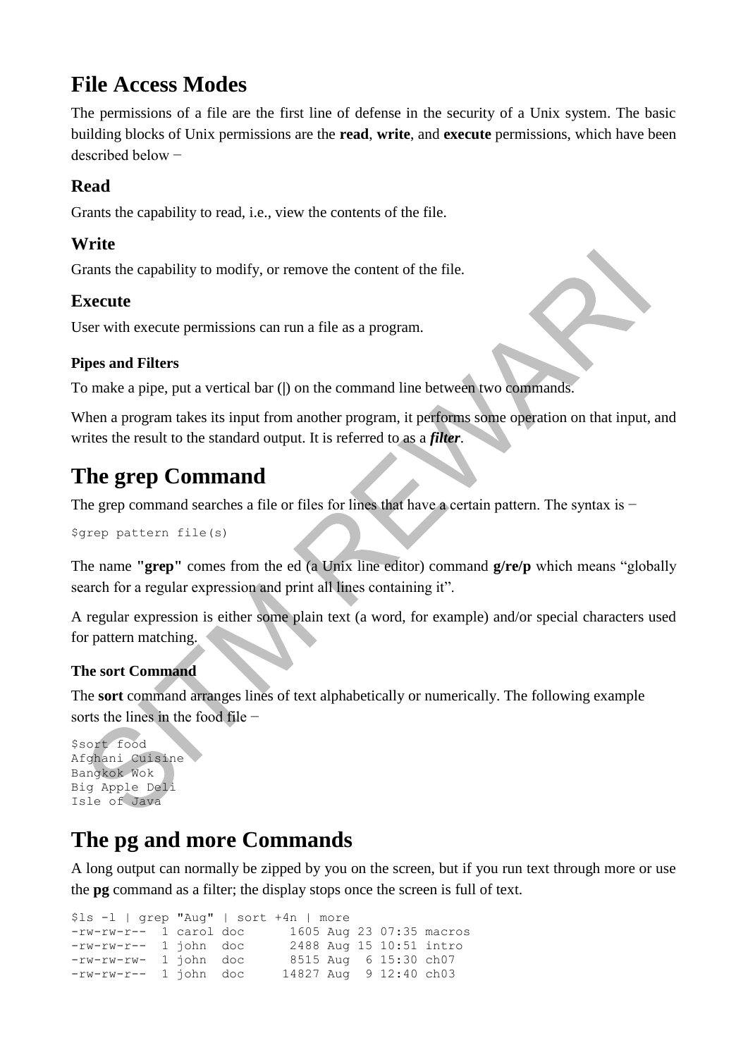# File Access Modes

The permissions of a file are the first line of defense in the security of a Unix system. The basic building blocks of Unix permissions are the **read**, **write**, and **execute** permissions, which have been described below −

## Read

Grants the capability to read, i.e., view the contents of the file.

## Write

Grants the capability to modify, or remove the content of the file.

## Execute

User with execute permissions can run a file as a program.

### Pipes and Filters

To make a pipe, put a vertical bar (|) on the command line between two commands.

When a program takes its input from another program, it performs some operation on that input, and writes the result to the standard output. It is referred to as a ***filter***.

# The grep Command

The grep command searches a file or files for lines that have a certain pattern. The syntax is −

```
$grep pattern file(s)
```

The name **"grep"** comes from the ed (a Unix line editor) command **g/re/p** which means "globally search for a regular expression and print all lines containing it".

A regular expression is either some plain text (a word, for example) and/or special characters used for pattern matching.

### The sort Command

The **sort** command arranges lines of text alphabetically or numerically. The following example sorts the lines in the food file −

```
$sort food
Afghani Cuisine
Bangkok Wok
Big Apple Deli
Isle of Java
```

# The pg and more Commands

A long output can normally be zipped by you on the screen, but if you run text through more or use the **pg** command as a filter; the display stops once the screen is full of text.

```
$ls -l | grep "Aug" | sort +4n | more
-rw-rw-r--  1 carol doc      1605 Aug 23 07:35 macros
-rw-rw-r--  1 john  doc      2488 Aug 15 10:51 intro
-rw-rw-rw-  1 john  doc      8515 Aug  6 15:30 ch07
-rw-rw-r--  1 john  doc     14827 Aug  9 12:40 ch03
```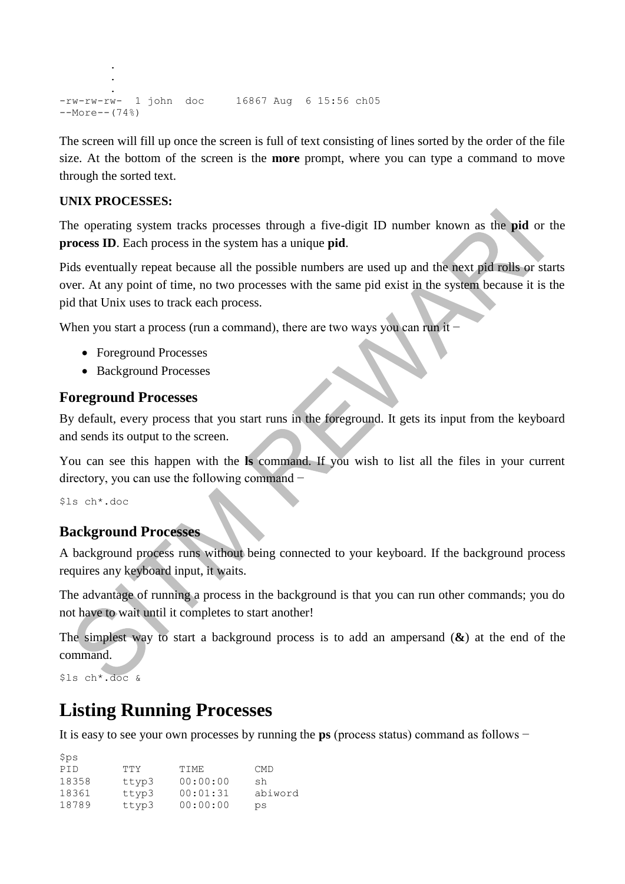```
        .
        .
        .
-rw-rw-rw-  1 john  doc     16867 Aug  6 15:56 ch05
--More--(74%)
```

The screen will fill up once the screen is full of text consisting of lines sorted by the order of the file size. At the bottom of the screen is the **more** prompt, where you can type a command to move through the sorted text.

**UNIX PROCESSES:**

The operating system tracks processes through a five-digit ID number known as the **pid** or the **process ID**. Each process in the system has a unique **pid**.

Pids eventually repeat because all the possible numbers are used up and the next pid rolls or starts over. At any point of time, no two processes with the same pid exist in the system because it is the pid that Unix uses to track each process.

When you start a process (run a command), there are two ways you can run it −

- Foreground Processes
- Background Processes

### Foreground Processes

By default, every process that you start runs in the foreground. It gets its input from the keyboard and sends its output to the screen.

You can see this happen with the **ls** command. If you wish to list all the files in your current directory, you can use the following command −

```
$ls ch*.doc
```

### Background Processes

A background process runs without being connected to your keyboard. If the background process requires any keyboard input, it waits.

The advantage of running a process in the background is that you can run other commands; you do not have to wait until it completes to start another!

The simplest way to start a background process is to add an ampersand (**&**) at the end of the command.

```
$ls ch*.doc &
```

# Listing Running Processes

It is easy to see your own processes by running the **ps** (process status) command as follows −

```
$ps
PID       TTY      TIME        CMD
18358     ttyp3    00:00:00    sh
18361     ttyp3    00:01:31    abiword
18789     ttyp3    00:00:00    ps
```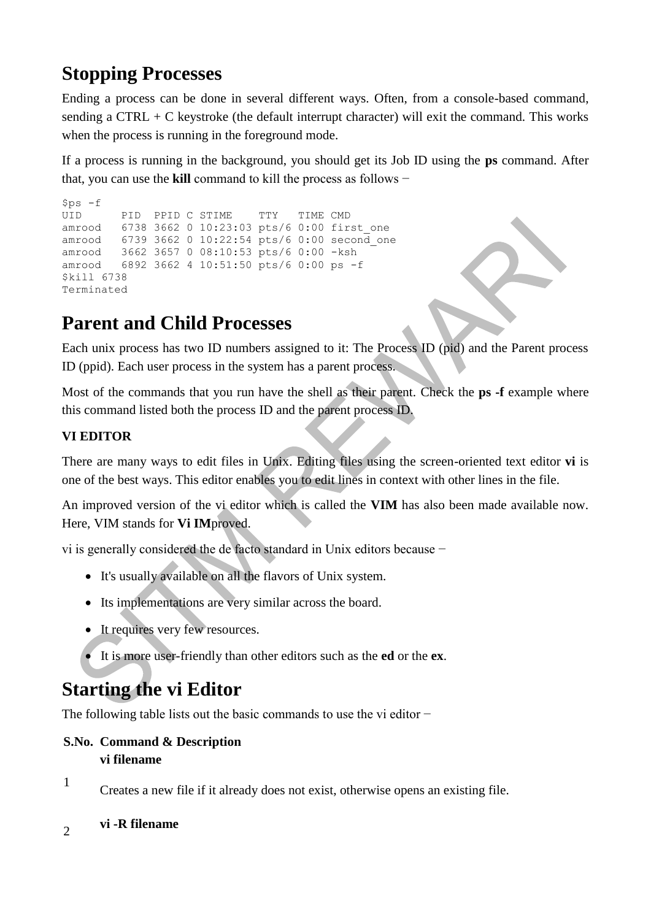## Stopping Processes

Ending a process can be done in several different ways. Often, from a console-based command, sending a CTRL + C keystroke (the default interrupt character) will exit the command. This works when the process is running in the foreground mode.

If a process is running in the background, you should get its Job ID using the **ps** command. After that, you can use the **kill** command to kill the process as follows −

```
$ps -f
UID      PID  PPID C STIME    TTY   TIME CMD
amrood   6738 3662 0 10:23:03 pts/6 0:00 first_one
amrood   6739 3662 0 10:22:54 pts/6 0:00 second_one
amrood   3662 3657 0 08:10:53 pts/6 0:00 -ksh
amrood   6892 3662 4 10:51:50 pts/6 0:00 ps -f
$kill 6738
Terminated
```

## Parent and Child Processes

Each unix process has two ID numbers assigned to it: The Process ID (pid) and the Parent process ID (ppid). Each user process in the system has a parent process.

Most of the commands that you run have the shell as their parent. Check the **ps -f** example where this command listed both the process ID and the parent process ID.

### VI EDITOR

There are many ways to edit files in Unix. Editing files using the screen-oriented text editor **vi** is one of the best ways. This editor enables you to edit lines in context with other lines in the file.

An improved version of the vi editor which is called the **VIM** has also been made available now. Here, VIM stands for **Vi IM**proved.

vi is generally considered the de facto standard in Unix editors because −

- It's usually available on all the flavors of Unix system.
- Its implementations are very similar across the board.
- It requires very few resources.
- It is more user-friendly than other editors such as the **ed** or the **ex**.

## Starting the vi Editor

The following table lists out the basic commands to use the vi editor −

| S.No. | Command & Description |
|---|---|
| 1 | **vi filename**<br>Creates a new file if it already does not exist, otherwise opens an existing file. |
| 2 | **vi -R filename** |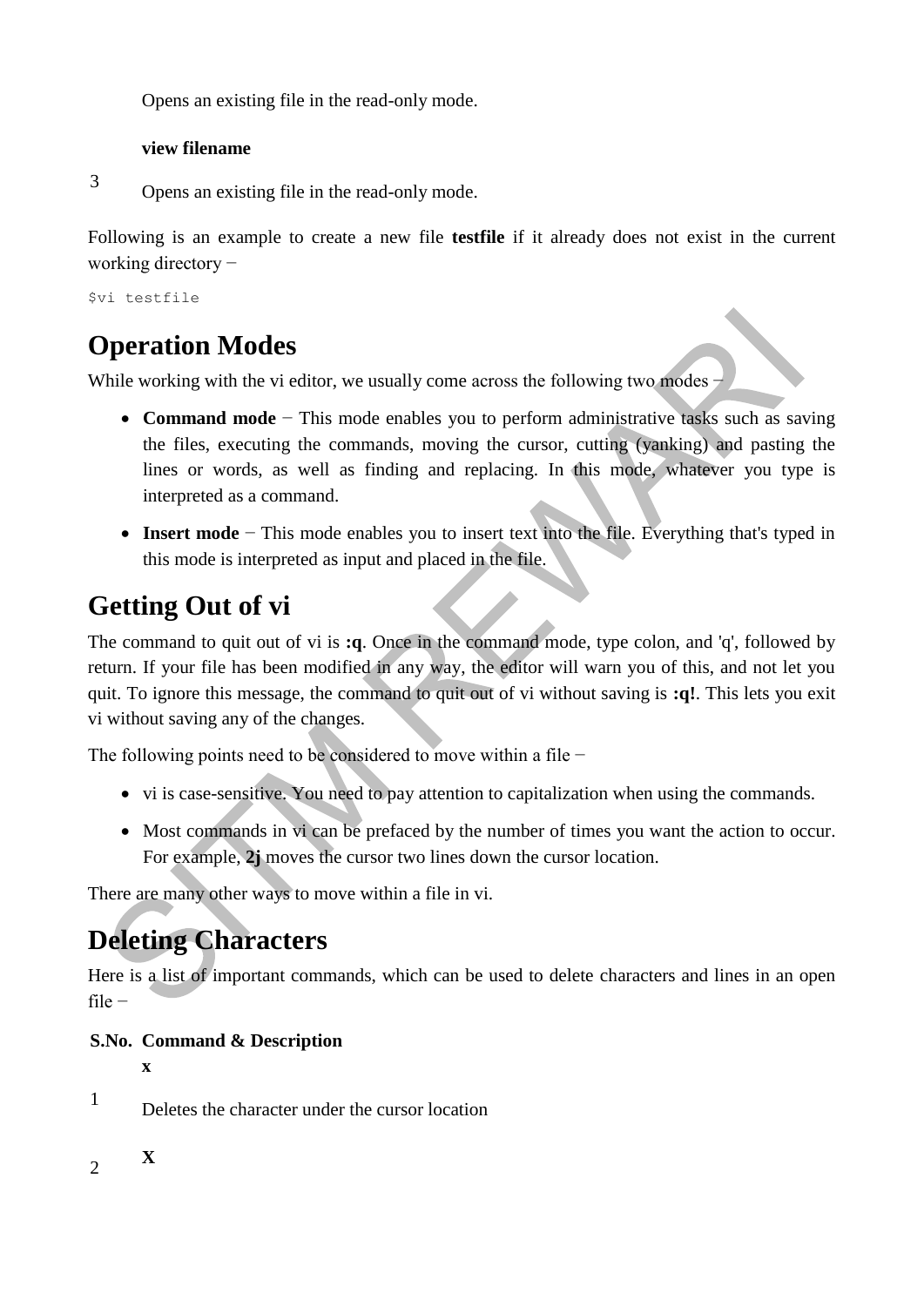| | |
|---|---|
| | Opens an existing file in the read-only mode. |
| 3 | **view filename**<br><br>Opens an existing file in the read-only mode. |

Following is an example to create a new file **testfile** if it already does not exist in the current working directory −

```
$vi testfile
```

# Operation Modes

While working with the vi editor, we usually come across the following two modes −

- **Command mode** − This mode enables you to perform administrative tasks such as saving the files, executing the commands, moving the cursor, cutting (yanking) and pasting the lines or words, as well as finding and replacing. In this mode, whatever you type is interpreted as a command.
- **Insert mode** − This mode enables you to insert text into the file. Everything that's typed in this mode is interpreted as input and placed in the file.

# Getting Out of vi

The command to quit out of vi is **:q**. Once in the command mode, type colon, and 'q', followed by return. If your file has been modified in any way, the editor will warn you of this, and not let you quit. To ignore this message, the command to quit out of vi without saving is **:q!**. This lets you exit vi without saving any of the changes.

The following points need to be considered to move within a file −

- vi is case-sensitive. You need to pay attention to capitalization when using the commands.
- Most commands in vi can be prefaced by the number of times you want the action to occur. For example, **2j** moves the cursor two lines down the cursor location.

There are many other ways to move within a file in vi.

# Deleting Characters

Here is a list of important commands, which can be used to delete characters and lines in an open file −

| S.No. | Command & Description |
|---|---|
| 1 | **x**<br><br>Deletes the character under the cursor location |
| 2 | **X** |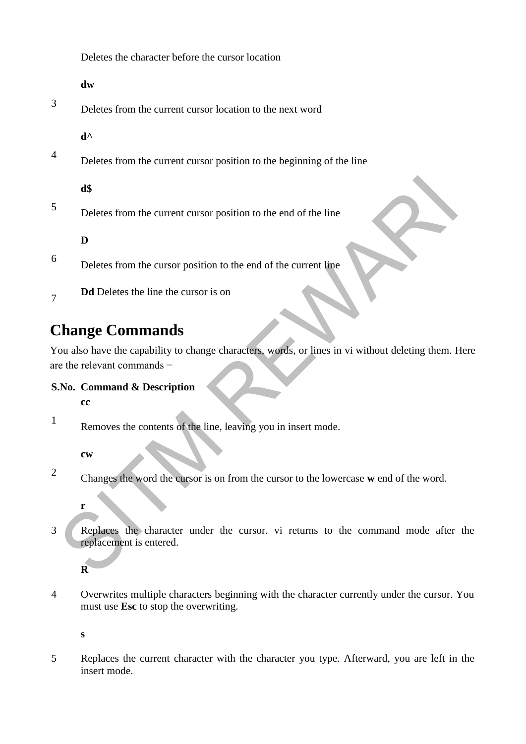| | |
|---|---|
| | Deletes the character before the cursor location |
| 3 | **dw**<br>Deletes from the current cursor location to the next word |
| 4 | **d^**<br>Deletes from the current cursor position to the beginning of the line |
| 5 | **d$**<br>Deletes from the current cursor position to the end of the line |
| 6 | **D**<br>Deletes from the cursor position to the end of the current line |
| 7 | **Dd** Deletes the line the cursor is on |

## Change Commands

You also have the capability to change characters, words, or lines in vi without deleting them. Here are the relevant commands −

| S.No. | Command & Description |
|---|---|
| 1 | **cc**<br>Removes the contents of the line, leaving you in insert mode. |
| 2 | **cw**<br>Changes the word the cursor is on from the cursor to the lowercase **w** end of the word. |
| 3 | **r**<br>Replaces the character under the cursor. vi returns to the command mode after the replacement is entered. |
| 4 | **R**<br>Overwrites multiple characters beginning with the character currently under the cursor. You must use **Esc** to stop the overwriting. |
| 5 | **s**<br>Replaces the current character with the character you type. Afterward, you are left in the insert mode. |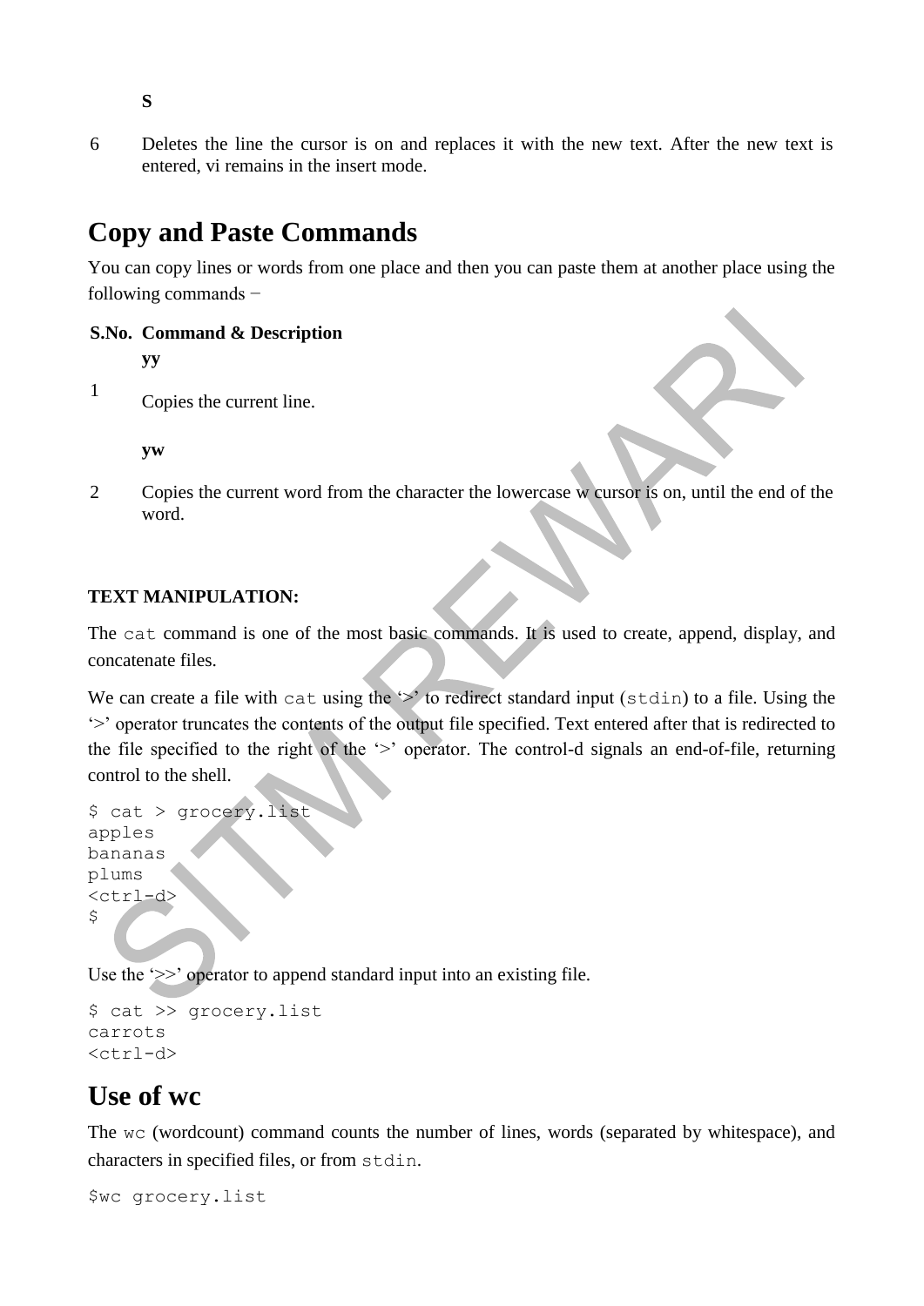| | |
|---|---|
| | **S** |
| 6 | Deletes the line the cursor is on and replaces it with the new text. After the new text is entered, vi remains in the insert mode. |

## Copy and Paste Commands

You can copy lines or words from one place and then you can paste them at another place using the following commands −

| S.No. | Command & Description |
|---|---|
| 1 | **yy**<br>Copies the current line. |
| 2 | **yw**<br>Copies the current word from the character the lowercase w cursor is on, until the end of the word. |

**TEXT MANIPULATION:**

The `cat` command is one of the most basic commands. It is used to create, append, display, and concatenate files.

We can create a file with `cat` using the '>' to redirect standard input (`stdin`) to a file. Using the '>' operator truncates the contents of the output file specified. Text entered after that is redirected to the file specified to the right of the '>' operator. The control-d signals an end-of-file, returning control to the shell.

```
$ cat > grocery.list
apples
bananas
plums
<ctrl-d>
$
```

Use the '>>' operator to append standard input into an existing file.

```
$ cat >> grocery.list
carrots
<ctrl-d>
```

## Use of wc

The `wc` (wordcount) command counts the number of lines, words (separated by whitespace), and characters in specified files, or from `stdin`.

```
$wc grocery.list
```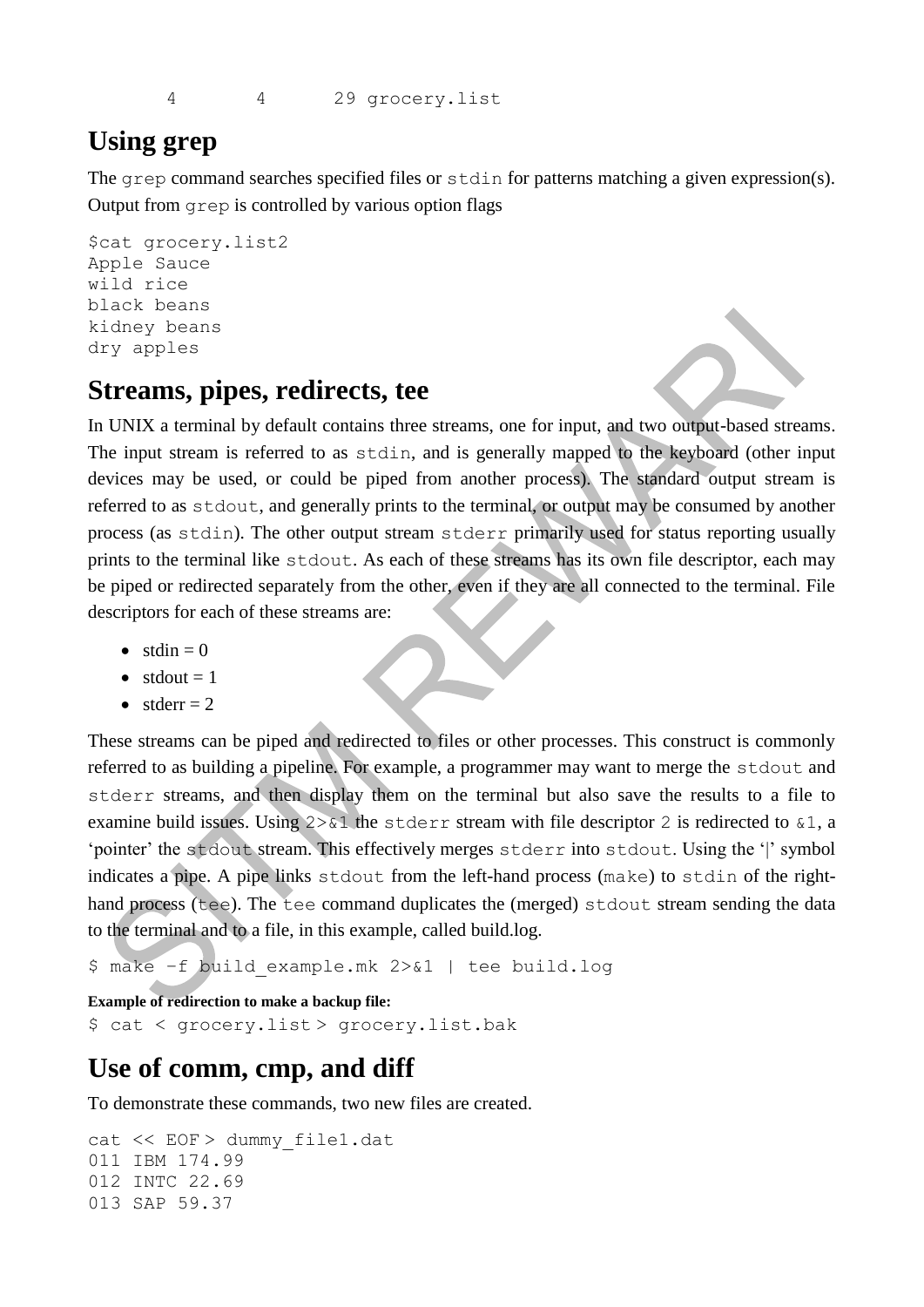```
       4       4      29 grocery.list
```

## Using grep

The `grep` command searches specified files or `stdin` for patterns matching a given expression(s). Output from `grep` is controlled by various option flags

```
$cat grocery.list2
Apple Sauce
wild rice
black beans
kidney beans
dry apples
```

## Streams, pipes, redirects, tee

In UNIX a terminal by default contains three streams, one for input, and two output-based streams. The input stream is referred to as `stdin`, and is generally mapped to the keyboard (other input devices may be used, or could be piped from another process). The standard output stream is referred to as `stdout`, and generally prints to the terminal, or output may be consumed by another process (as `stdin`). The other output stream `stderr` primarily used for status reporting usually prints to the terminal like `stdout`. As each of these streams has its own file descriptor, each may be piped or redirected separately from the other, even if they are all connected to the terminal. File descriptors for each of these streams are:

- stdin = 0
- stdout = 1
- stderr = 2

These streams can be piped and redirected to files or other processes. This construct is commonly referred to as building a pipeline. For example, a programmer may want to merge the `stdout` and `stderr` streams, and then display them on the terminal but also save the results to a file to examine build issues. Using `2>&1` the `stderr` stream with file descriptor `2` is redirected to `&1`, a 'pointer' the `stdout` stream. This effectively merges `stderr` into `stdout`. Using the '|' symbol indicates a pipe. A pipe links `stdout` from the left-hand process (`make`) to `stdin` of the right-hand process (`tee`). The `tee` command duplicates the (merged) `stdout` stream sending the data to the terminal and to a file, in this example, called build.log.

```
$ make –f build_example.mk 2>&1 | tee build.log
```

**Example of redirection to make a backup file:**

```
$ cat < grocery.list > grocery.list.bak
```

## Use of comm, cmp, and diff

To demonstrate these commands, two new files are created.

```
cat << EOF > dummy_file1.dat
011 IBM 174.99
012 INTC 22.69
013 SAP 59.37
```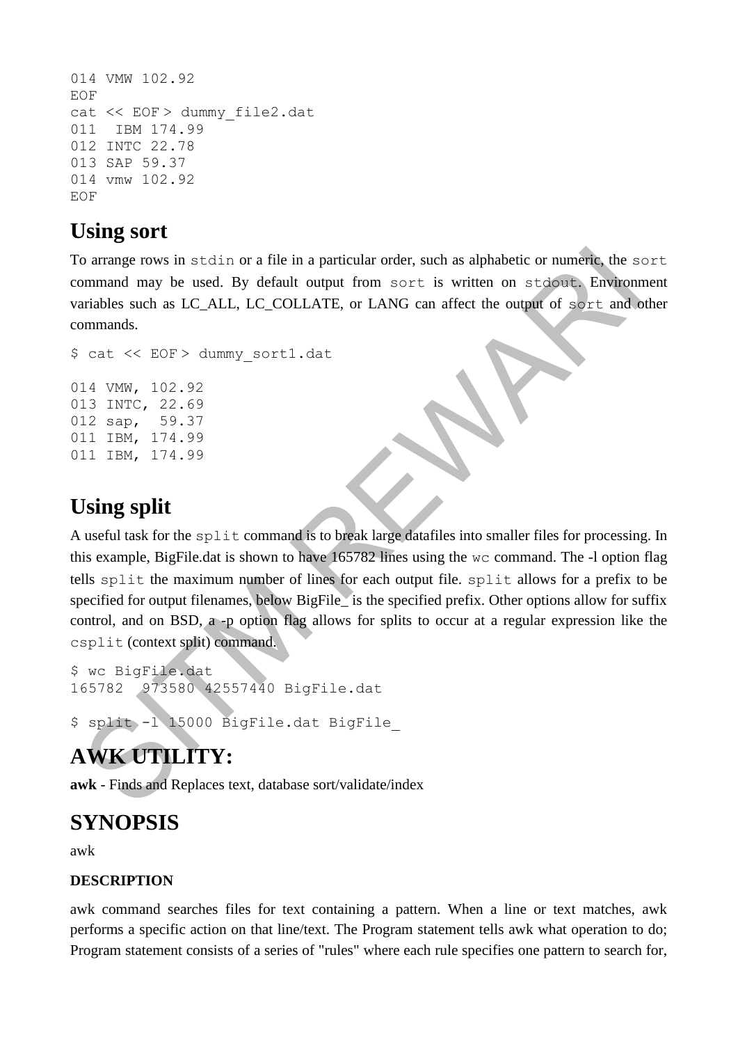```
014 VMW 102.92
EOF
cat << EOF > dummy_file2.dat
011  IBM 174.99
012 INTC 22.78
013 SAP 59.37
014 vmw 102.92
EOF
```

## Using sort

To arrange rows in `stdin` or a file in a particular order, such as alphabetic or numeric, the `sort` command may be used. By default output from `sort` is written on `stdout`. Environment variables such as LC_ALL, LC_COLLATE, or LANG can affect the output of `sort` and other commands.

```
$ cat << EOF > dummy_sort1.dat

014 VMW, 102.92
013 INTC, 22.69
012 sap,  59.37
011 IBM, 174.99
011 IBM, 174.99
```

## Using split

A useful task for the `split` command is to break large datafiles into smaller files for processing. In this example, BigFile.dat is shown to have 165782 lines using the `wc` command. The -l option flag tells `split` the maximum number of lines for each output file. `split` allows for a prefix to be specified for output filenames, below BigFile_ is the specified prefix. Other options allow for suffix control, and on BSD, a -p option flag allows for splits to occur at a regular expression like the `csplit` (context split) command.

```
$ wc BigFile.dat
165782  973580 42557440 BigFile.dat

$ split -l 15000 BigFile.dat BigFile_
```

# AWK UTILITY:

**awk** - Finds and Replaces text, database sort/validate/index

## SYNOPSIS

awk

### DESCRIPTION

awk command searches files for text containing a pattern. When a line or text matches, awk performs a specific action on that line/text. The Program statement tells awk what operation to do; Program statement consists of a series of "rules" where each rule specifies one pattern to search for,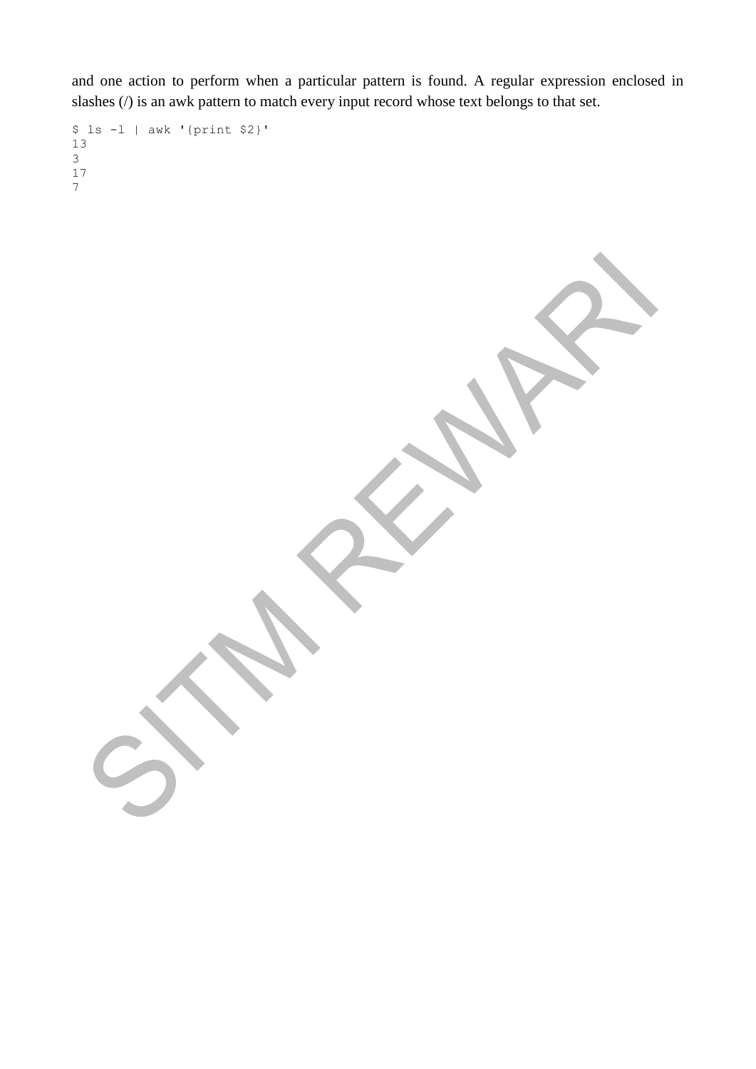and one action to perform when a particular pattern is found. A regular expression enclosed in slashes (/) is an awk pattern to match every input record whose text belongs to that set.

```
$ ls -l | awk '{print $2}'
13
3
17
7
```